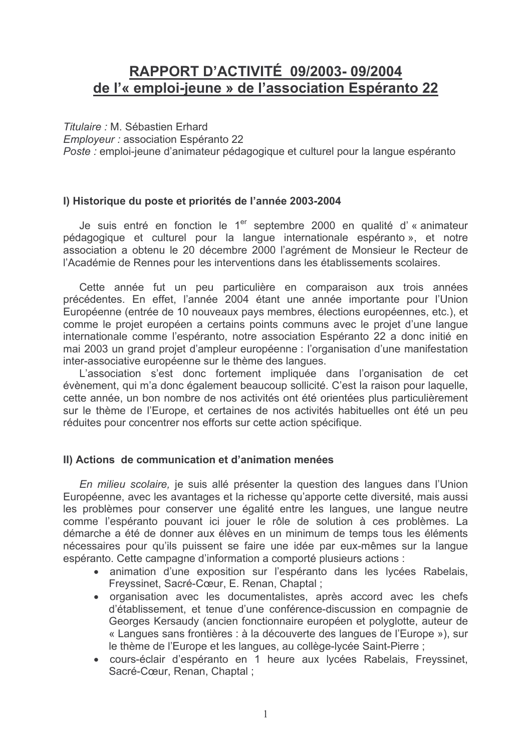# RAPPORT D'ACTIVITÉ 09/2003- 09/2004
# de l'« emploi-jeune » de l'association Espéranto 22

*Titulaire :* M. Sébastien Erhard
*Employeur :* association Espéranto 22
*Poste :* emploi-jeune d'animateur pédagogique et culturel pour la langue espéranto

## I) Historique du poste et priorités de l'année 2003-2004

Je suis entré en fonction le 1er septembre 2000 en qualité d' « animateur pédagogique et culturel pour la langue internationale espéranto », et notre association a obtenu le 20 décembre 2000 l'agrément de Monsieur le Recteur de l'Académie de Rennes pour les interventions dans les établissements scolaires.

Cette année fut un peu particulière en comparaison aux trois années précédentes. En effet, l'année 2004 étant une année importante pour l'Union Européenne (entrée de 10 nouveaux pays membres, élections européennes, etc.), et comme le projet européen a certains points communs avec le projet d'une langue internationale comme l'espéranto, notre association Espéranto 22 a donc initié en mai 2003 un grand projet d'ampleur européenne : l'organisation d'une manifestation inter-associative européenne sur le thème des langues.

L'association s'est donc fortement impliquée dans l'organisation de cet évènement, qui m'a donc également beaucoup sollicité. C'est la raison pour laquelle, cette année, un bon nombre de nos activités ont été orientées plus particulièrement sur le thème de l'Europe, et certaines de nos activités habituelles ont été un peu réduites pour concentrer nos efforts sur cette action spécifique.

## II) Actions de communication et d'animation menées

*En milieu scolaire,* je suis allé présenter la question des langues dans l'Union Européenne, avec les avantages et la richesse qu'apporte cette diversité, mais aussi les problèmes pour conserver une égalité entre les langues, une langue neutre comme l'espéranto pouvant ici jouer le rôle de solution à ces problèmes. La démarche a été de donner aux élèves en un minimum de temps tous les éléments nécessaires pour qu'ils puissent se faire une idée par eux-mêmes sur la langue espéranto. Cette campagne d'information a comporté plusieurs actions :

- animation d'une exposition sur l'espéranto dans les lycées Rabelais, Freyssinet, Sacré-Cœur, E. Renan, Chaptal ;
- organisation avec les documentalistes, après accord avec les chefs d'établissement, et tenue d'une conférence-discussion en compagnie de Georges Kersaudy (ancien fonctionnaire européen et polyglotte, auteur de « Langues sans frontières : à la découverte des langues de l'Europe »), sur le thème de l'Europe et les langues, au collège-lycée Saint-Pierre ;
- cours-éclair d'espéranto en 1 heure aux lycées Rabelais, Freyssinet, Sacré-Cœur, Renan, Chaptal ;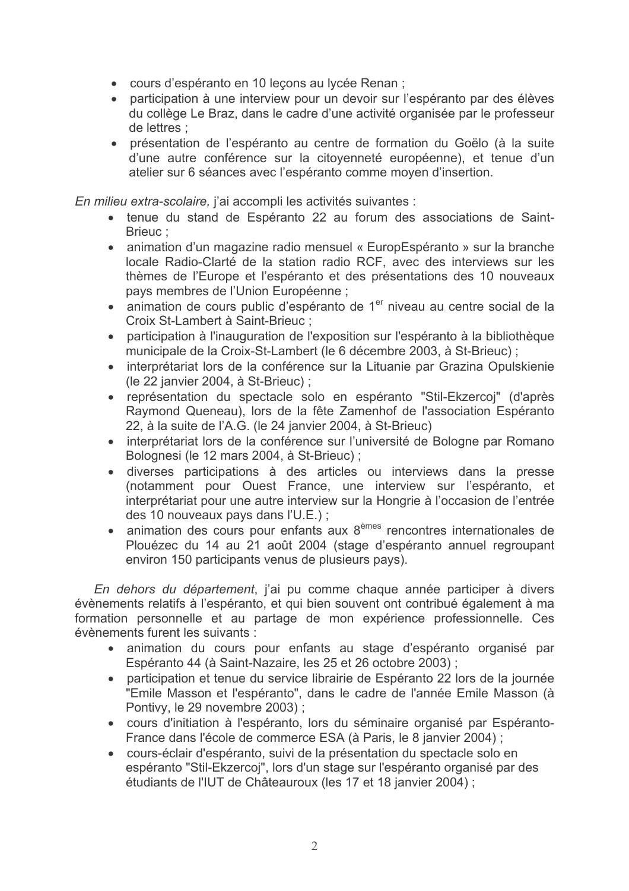- cours d'espéranto en 10 leçons au lycée Renan ;
- participation à une interview pour un devoir sur l'espéranto par des élèves du collège Le Braz, dans le cadre d'une activité organisée par le professeur de lettres ;
- présentation de l'espéranto au centre de formation du Goëlo (à la suite d'une autre conférence sur la citoyenneté européenne), et tenue d'un atelier sur 6 séances avec l'espéranto comme moyen d'insertion.

*En milieu extra-scolaire,* j'ai accompli les activités suivantes :

- tenue du stand de Espéranto 22 au forum des associations de Saint-Brieuc ;
- animation d'un magazine radio mensuel « EuropEspéranto » sur la branche locale Radio-Clarté de la station radio RCF, avec des interviews sur les thèmes de l'Europe et l'espéranto et des présentations des 10 nouveaux pays membres de l'Union Européenne ;
- animation de cours public d'espéranto de 1^er niveau au centre social de la Croix St-Lambert à Saint-Brieuc ;
- participation à l'inauguration de l'exposition sur l'espéranto à la bibliothèque municipale de la Croix-St-Lambert (le 6 décembre 2003, à St-Brieuc) ;
- interprétariat lors de la conférence sur la Lituanie par Grazina Opulskienie (le 22 janvier 2004, à St-Brieuc) ;
- représentation du spectacle solo en espéranto "Stil-Ekzercoj" (d'après Raymond Queneau), lors de la fête Zamenhof de l'association Espéranto 22, à la suite de l'A.G. (le 24 janvier 2004, à St-Brieuc)
- interprétariat lors de la conférence sur l'université de Bologne par Romano Bolognesi (le 12 mars 2004, à St-Brieuc) ;
- diverses participations à des articles ou interviews dans la presse (notamment pour Ouest France, une interview sur l'espéranto, et interprétariat pour une autre interview sur la Hongrie à l'occasion de l'entrée des 10 nouveaux pays dans l'U.E.) ;
- animation des cours pour enfants aux 8^èmes rencontres internationales de Plouézec du 14 au 21 août 2004 (stage d'espéranto annuel regroupant environ 150 participants venus de plusieurs pays).

*En dehors du département*, j'ai pu comme chaque année participer à divers évènements relatifs à l'espéranto, et qui bien souvent ont contribué également à ma formation personnelle et au partage de mon expérience professionnelle. Ces évènements furent les suivants :

- animation du cours pour enfants au stage d'espéranto organisé par Espéranto 44 (à Saint-Nazaire, les 25 et 26 octobre 2003) ;
- participation et tenue du service librairie de Espéranto 22 lors de la journée "Emile Masson et l'espéranto", dans le cadre de l'année Emile Masson (à Pontivy, le 29 novembre 2003) ;
- cours d'initiation à l'espéranto, lors du séminaire organisé par Espéranto-France dans l'école de commerce ESA (à Paris, le 8 janvier 2004) ;
- cours-éclair d'espéranto, suivi de la présentation du spectacle solo en espéranto "Stil-Ekzercoj", lors d'un stage sur l'espéranto organisé par des étudiants de l'IUT de Châteauroux (les 17 et 18 janvier 2004) ;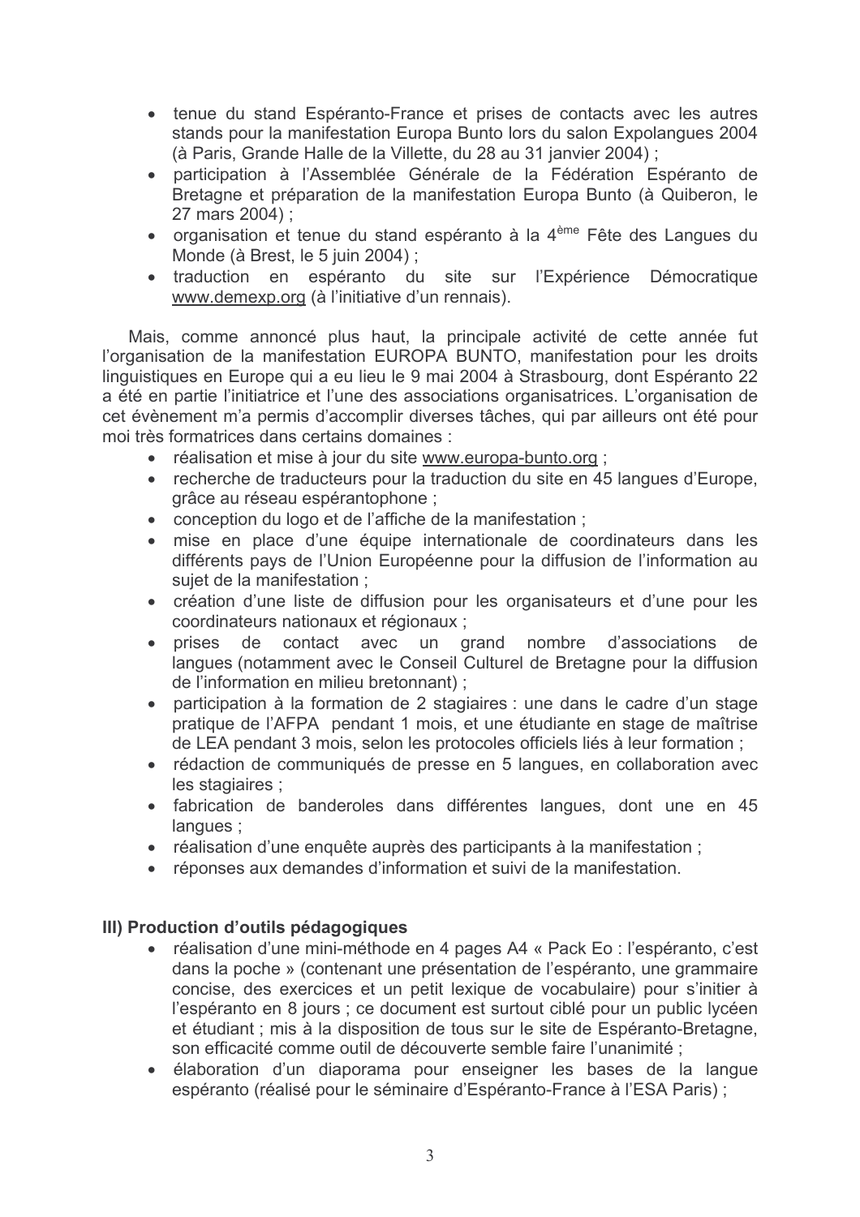- tenue du stand Espéranto-France et prises de contacts avec les autres stands pour la manifestation Europa Bunto lors du salon Expolangues 2004 (à Paris, Grande Halle de la Villette, du 28 au 31 janvier 2004) ;
- participation à l'Assemblée Générale de la Fédération Espéranto de Bretagne et préparation de la manifestation Europa Bunto (à Quiberon, le 27 mars 2004) ;
- organisation et tenue du stand espéranto à la 4ème Fête des Langues du Monde (à Brest, le 5 juin 2004) ;
- traduction en espéranto du site sur l'Expérience Démocratique www.demexp.org (à l'initiative d'un rennais).

Mais, comme annoncé plus haut, la principale activité de cette année fut l'organisation de la manifestation EUROPA BUNTO, manifestation pour les droits linguistiques en Europe qui a eu lieu le 9 mai 2004 à Strasbourg, dont Espéranto 22 a été en partie l'initiatrice et l'une des associations organisatrices. L'organisation de cet évènement m'a permis d'accomplir diverses tâches, qui par ailleurs ont été pour moi très formatrices dans certains domaines :

- réalisation et mise à jour du site www.europa-bunto.org ;
- recherche de traducteurs pour la traduction du site en 45 langues d'Europe, grâce au réseau espérantophone ;
- conception du logo et de l'affiche de la manifestation ;
- mise en place d'une équipe internationale de coordinateurs dans les différents pays de l'Union Européenne pour la diffusion de l'information au sujet de la manifestation ;
- création d'une liste de diffusion pour les organisateurs et d'une pour les coordinateurs nationaux et régionaux ;
- prises de contact avec un grand nombre d'associations de langues (notamment avec le Conseil Culturel de Bretagne pour la diffusion de l'information en milieu bretonnant) ;
- participation à la formation de 2 stagiaires : une dans le cadre d'un stage pratique de l'AFPA pendant 1 mois, et une étudiante en stage de maîtrise de LEA pendant 3 mois, selon les protocoles officiels liés à leur formation ;
- rédaction de communiqués de presse en 5 langues, en collaboration avec les stagiaires ;
- fabrication de banderoles dans différentes langues, dont une en 45 langues ;
- réalisation d'une enquête auprès des participants à la manifestation ;
- réponses aux demandes d'information et suivi de la manifestation.

### III) Production d'outils pédagogiques

- réalisation d'une mini-méthode en 4 pages A4 « Pack Eo : l'espéranto, c'est dans la poche » (contenant une présentation de l'espéranto, une grammaire concise, des exercices et un petit lexique de vocabulaire) pour s'initier à l'espéranto en 8 jours ; ce document est surtout ciblé pour un public lycéen et étudiant ; mis à la disposition de tous sur le site de Espéranto-Bretagne, son efficacité comme outil de découverte semble faire l'unanimité ;
- élaboration d'un diaporama pour enseigner les bases de la langue espéranto (réalisé pour le séminaire d'Espéranto-France à l'ESA Paris) ;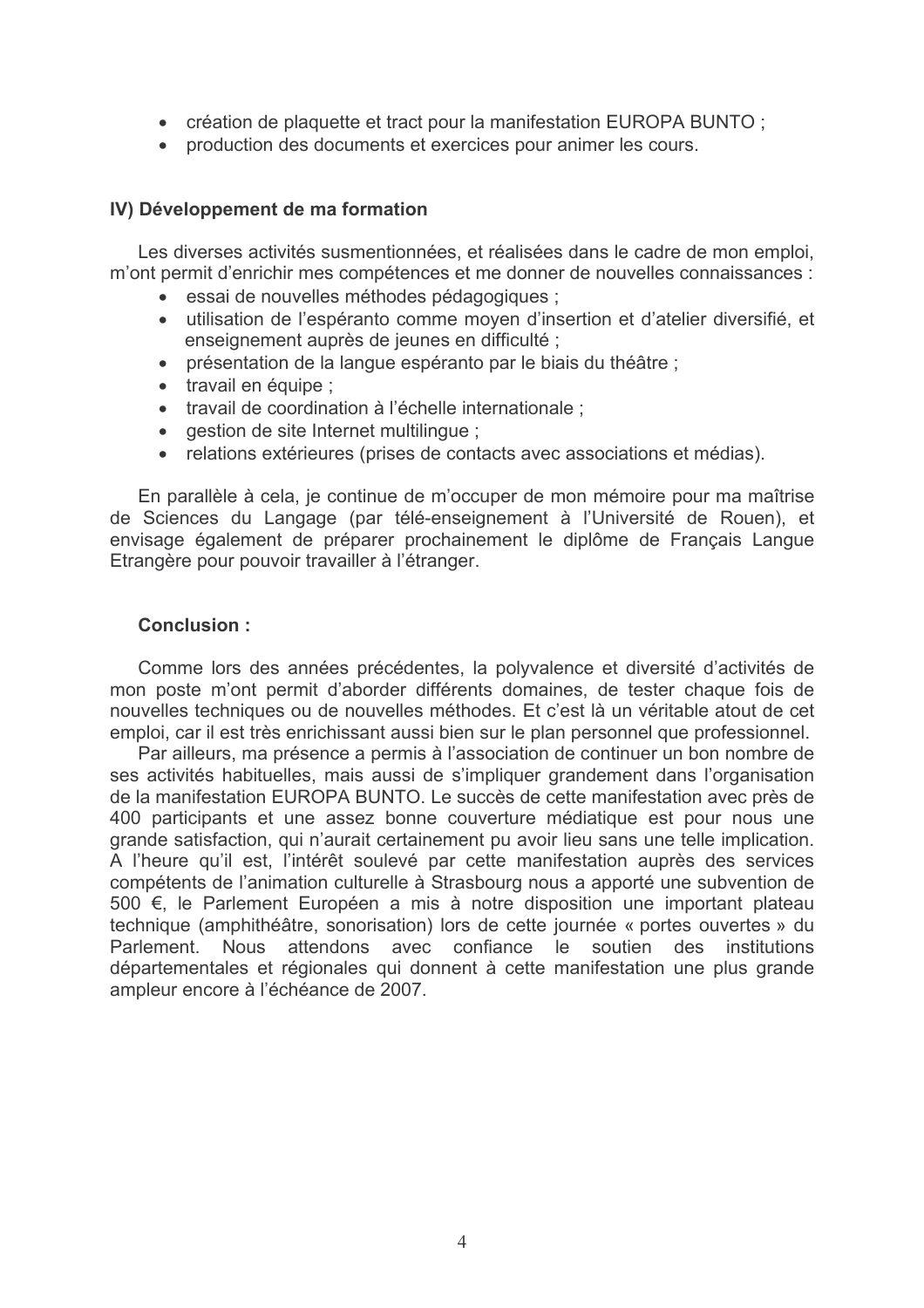- création de plaquette et tract pour la manifestation EUROPA BUNTO ;
- production des documents et exercices pour animer les cours.

### IV) Développement de ma formation

Les diverses activités susmentionnées, et réalisées dans le cadre de mon emploi, m'ont permit d'enrichir mes compétences et me donner de nouvelles connaissances :

- essai de nouvelles méthodes pédagogiques ;
- utilisation de l'espéranto comme moyen d'insertion et d'atelier diversifié, et enseignement auprès de jeunes en difficulté ;
- présentation de la langue espéranto par le biais du théâtre ;
- travail en équipe ;
- travail de coordination à l'échelle internationale ;
- gestion de site Internet multilingue ;
- relations extérieures (prises de contacts avec associations et médias).

En parallèle à cela, je continue de m'occuper de mon mémoire pour ma maîtrise de Sciences du Langage (par télé-enseignement à l'Université de Rouen), et envisage également de préparer prochainement le diplôme de Français Langue Etrangère pour pouvoir travailler à l'étranger.

### Conclusion :

Comme lors des années précédentes, la polyvalence et diversité d'activités de mon poste m'ont permit d'aborder différents domaines, de tester chaque fois de nouvelles techniques ou de nouvelles méthodes. Et c'est là un véritable atout de cet emploi, car il est très enrichissant aussi bien sur le plan personnel que professionnel.

Par ailleurs, ma présence a permis à l'association de continuer un bon nombre de ses activités habituelles, mais aussi de s'impliquer grandement dans l'organisation de la manifestation EUROPA BUNTO. Le succès de cette manifestation avec près de 400 participants et une assez bonne couverture médiatique est pour nous une grande satisfaction, qui n'aurait certainement pu avoir lieu sans une telle implication. A l'heure qu'il est, l'intérêt soulevé par cette manifestation auprès des services compétents de l'animation culturelle à Strasbourg nous a apporté une subvention de 500 €, le Parlement Européen a mis à notre disposition une important plateau technique (amphithéâtre, sonorisation) lors de cette journée « portes ouvertes » du Parlement. Nous attendons avec confiance le soutien des institutions départementales et régionales qui donnent à cette manifestation une plus grande ampleur encore à l'échéance de 2007.